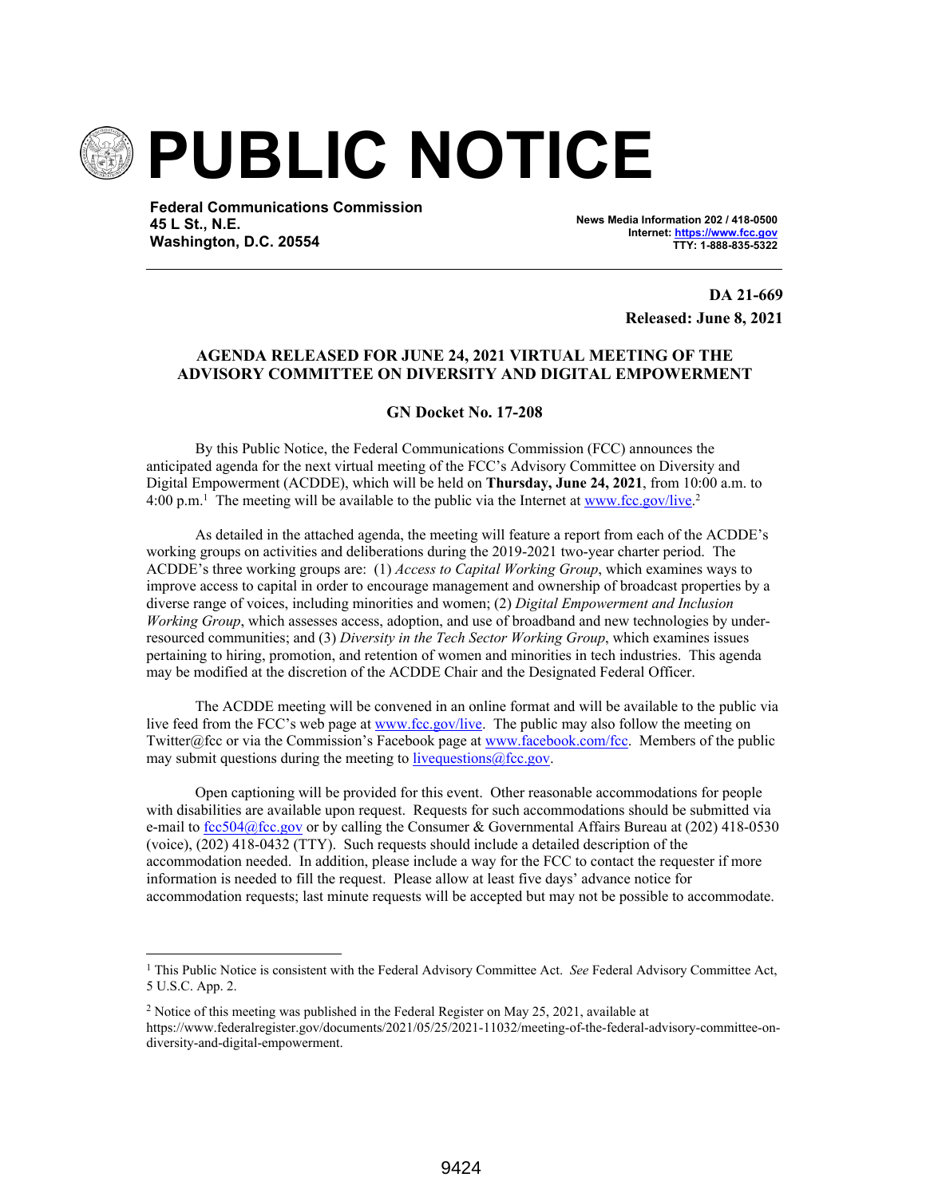# PUBLIC NOTICE

**Federal Communications Commission**
**45 L St., N.E.**
**Washington, D.C. 20554**

**News Media Information 202 / 418-0500**
**Internet: https://www.fcc.gov**
**TTY: 1-888-835-5322**

**DA 21-669**
**Released: June 8, 2021**

**AGENDA RELEASED FOR JUNE 24, 2021 VIRTUAL MEETING OF THE ADVISORY COMMITTEE ON DIVERSITY AND DIGITAL EMPOWERMENT**

**GN Docket No. 17-208**

By this Public Notice, the Federal Communications Commission (FCC) announces the anticipated agenda for the next virtual meeting of the FCC's Advisory Committee on Diversity and Digital Empowerment (ACDDE), which will be held on **Thursday, June 24, 2021**, from 10:00 a.m. to 4:00 p.m.[1] The meeting will be available to the public via the Internet at www.fcc.gov/live.[2]

As detailed in the attached agenda, the meeting will feature a report from each of the ACDDE's working groups on activities and deliberations during the 2019-2021 two-year charter period. The ACDDE's three working groups are: (1) *Access to Capital Working Group*, which examines ways to improve access to capital in order to encourage management and ownership of broadcast properties by a diverse range of voices, including minorities and women; (2) *Digital Empowerment and Inclusion Working Group*, which assesses access, adoption, and use of broadband and new technologies by under-resourced communities; and (3) *Diversity in the Tech Sector Working Group*, which examines issues pertaining to hiring, promotion, and retention of women and minorities in tech industries. This agenda may be modified at the discretion of the ACDDE Chair and the Designated Federal Officer.

The ACDDE meeting will be convened in an online format and will be available to the public via live feed from the FCC's web page at www.fcc.gov/live. The public may also follow the meeting on Twitter@fcc or via the Commission's Facebook page at www.facebook.com/fcc. Members of the public may submit questions during the meeting to livequestions@fcc.gov.

Open captioning will be provided for this event. Other reasonable accommodations for people with disabilities are available upon request. Requests for such accommodations should be submitted via e-mail to fcc504@fcc.gov or by calling the Consumer & Governmental Affairs Bureau at (202) 418-0530 (voice), (202) 418-0432 (TTY). Such requests should include a detailed description of the accommodation needed. In addition, please include a way for the FCC to contact the requester if more information is needed to fill the request. Please allow at least five days' advance notice for accommodation requests; last minute requests will be accepted but may not be possible to accommodate.

---

[1] This Public Notice is consistent with the Federal Advisory Committee Act. *See* Federal Advisory Committee Act, 5 U.S.C. App. 2.

[2] Notice of this meeting was published in the Federal Register on May 25, 2021, available at https://www.federalregister.gov/documents/2021/05/25/2021-11032/meeting-of-the-federal-advisory-committee-on-diversity-and-digital-empowerment.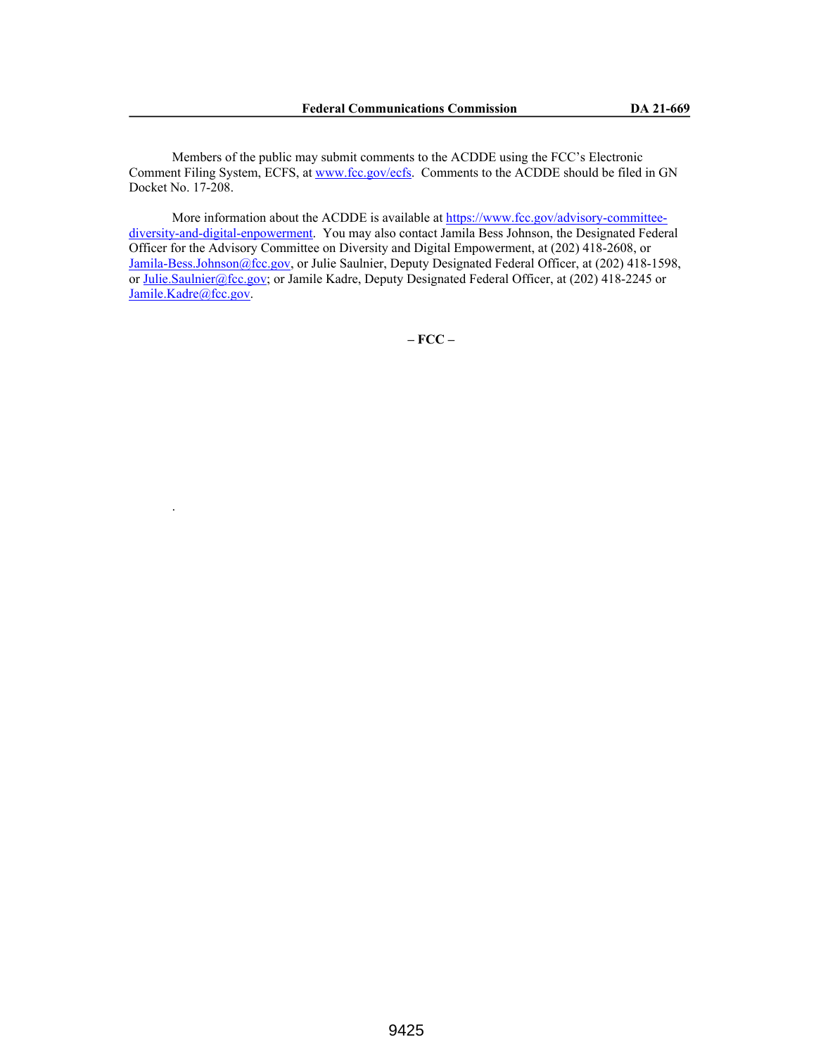Members of the public may submit comments to the ACDDE using the FCC's Electronic Comment Filing System, ECFS, at www.fcc.gov/ecfs. Comments to the ACDDE should be filed in GN Docket No. 17-208.

More information about the ACDDE is available at https://www.fcc.gov/advisory-committee-diversity-and-digital-enpowerment. You may also contact Jamila Bess Johnson, the Designated Federal Officer for the Advisory Committee on Diversity and Digital Empowerment, at (202) 418-2608, or Jamila-Bess.Johnson@fcc.gov, or Julie Saulnier, Deputy Designated Federal Officer, at (202) 418-1598, or Julie.Saulnier@fcc.gov; or Jamile Kadre, Deputy Designated Federal Officer, at (202) 418-2245 or Jamile.Kadre@fcc.gov.

**– FCC –**

.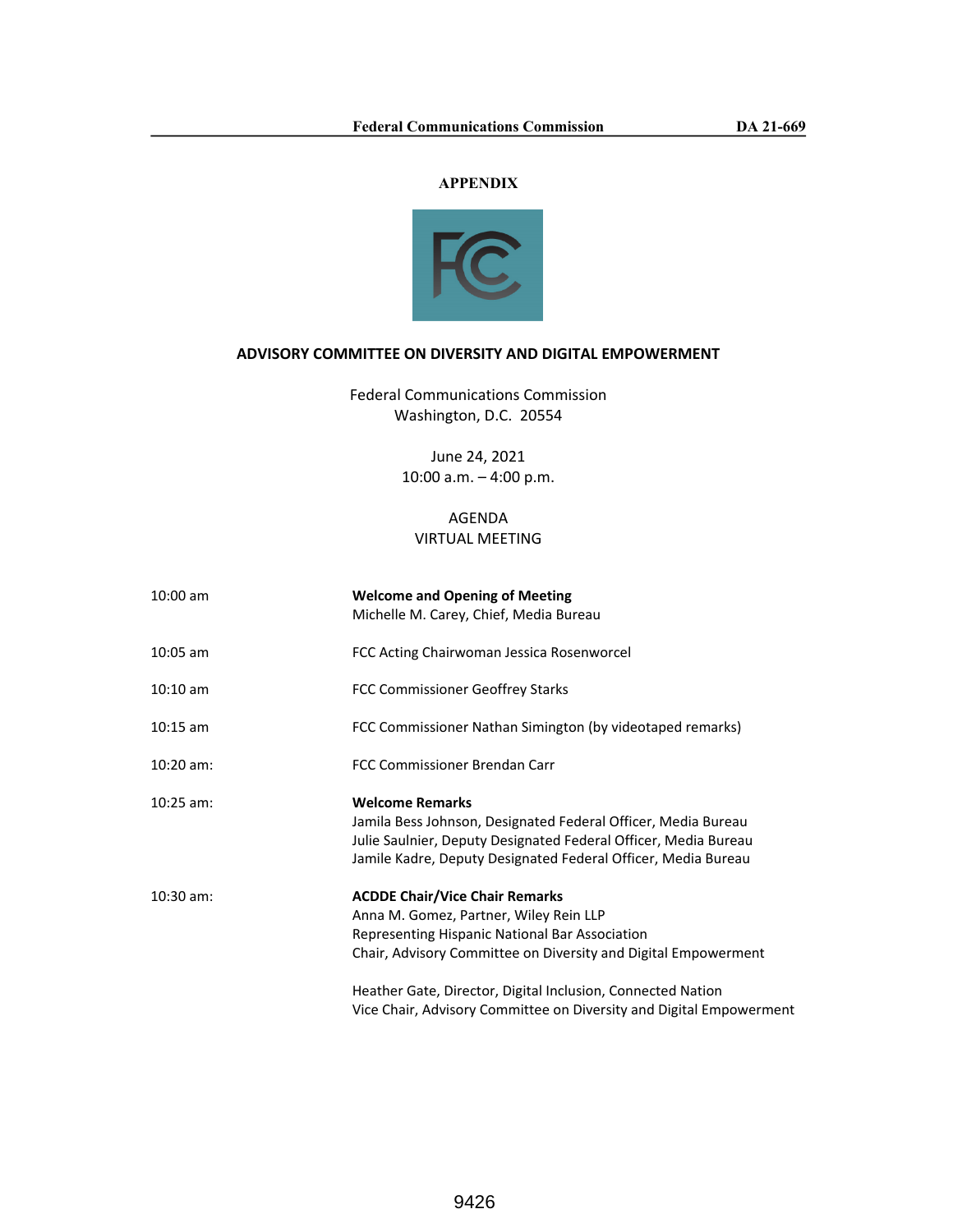## APPENDIX

### ADVISORY COMMITTEE ON DIVERSITY AND DIGITAL EMPOWERMENT

Federal Communications Commission
Washington, D.C. 20554

June 24, 2021
10:00 a.m. – 4:00 p.m.

AGENDA
VIRTUAL MEETING

| | |
|---|---|
| 10:00 am | **Welcome and Opening of Meeting**<br>Michelle M. Carey, Chief, Media Bureau |
| 10:05 am | FCC Acting Chairwoman Jessica Rosenworcel |
| 10:10 am | FCC Commissioner Geoffrey Starks |
| 10:15 am | FCC Commissioner Nathan Simington (by videotaped remarks) |
| 10:20 am: | FCC Commissioner Brendan Carr |
| 10:25 am: | **Welcome Remarks**<br>Jamila Bess Johnson, Designated Federal Officer, Media Bureau<br>Julie Saulnier, Deputy Designated Federal Officer, Media Bureau<br>Jamile Kadre, Deputy Designated Federal Officer, Media Bureau |
| 10:30 am: | **ACDDE Chair/Vice Chair Remarks**<br>Anna M. Gomez, Partner, Wiley Rein LLP<br>Representing Hispanic National Bar Association<br>Chair, Advisory Committee on Diversity and Digital Empowerment<br><br>Heather Gate, Director, Digital Inclusion, Connected Nation<br>Vice Chair, Advisory Committee on Diversity and Digital Empowerment |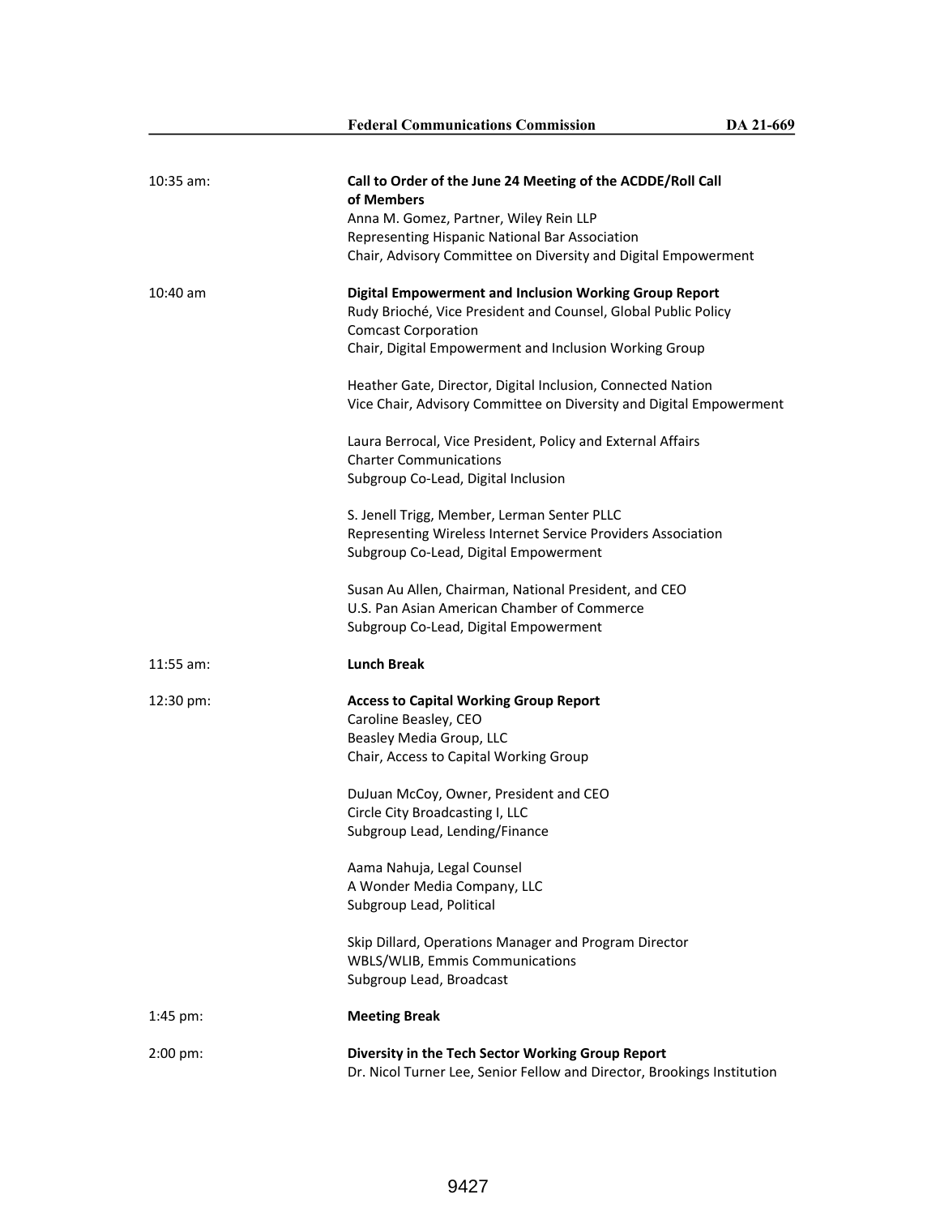10:35 am: **Call to Order of the June 24 Meeting of the ACDDE/Roll Call of Members**
Anna M. Gomez, Partner, Wiley Rein LLP
Representing Hispanic National Bar Association
Chair, Advisory Committee on Diversity and Digital Empowerment

10:40 am **Digital Empowerment and Inclusion Working Group Report**
Rudy Brioché, Vice President and Counsel, Global Public Policy
Comcast Corporation
Chair, Digital Empowerment and Inclusion Working Group

Heather Gate, Director, Digital Inclusion, Connected Nation
Vice Chair, Advisory Committee on Diversity and Digital Empowerment

Laura Berrocal, Vice President, Policy and External Affairs
Charter Communications
Subgroup Co-Lead, Digital Inclusion

S. Jenell Trigg, Member, Lerman Senter PLLC
Representing Wireless Internet Service Providers Association
Subgroup Co-Lead, Digital Empowerment

Susan Au Allen, Chairman, National President, and CEO
U.S. Pan Asian American Chamber of Commerce
Subgroup Co-Lead, Digital Empowerment

11:55 am: **Lunch Break**

12:30 pm: **Access to Capital Working Group Report**
Caroline Beasley, CEO
Beasley Media Group, LLC
Chair, Access to Capital Working Group

DuJuan McCoy, Owner, President and CEO
Circle City Broadcasting I, LLC
Subgroup Lead, Lending/Finance

Aama Nahuja, Legal Counsel
A Wonder Media Company, LLC
Subgroup Lead, Political

Skip Dillard, Operations Manager and Program Director
WBLS/WLIB, Emmis Communications
Subgroup Lead, Broadcast

1:45 pm: **Meeting Break**

2:00 pm: **Diversity in the Tech Sector Working Group Report**
Dr. Nicol Turner Lee, Senior Fellow and Director, Brookings Institution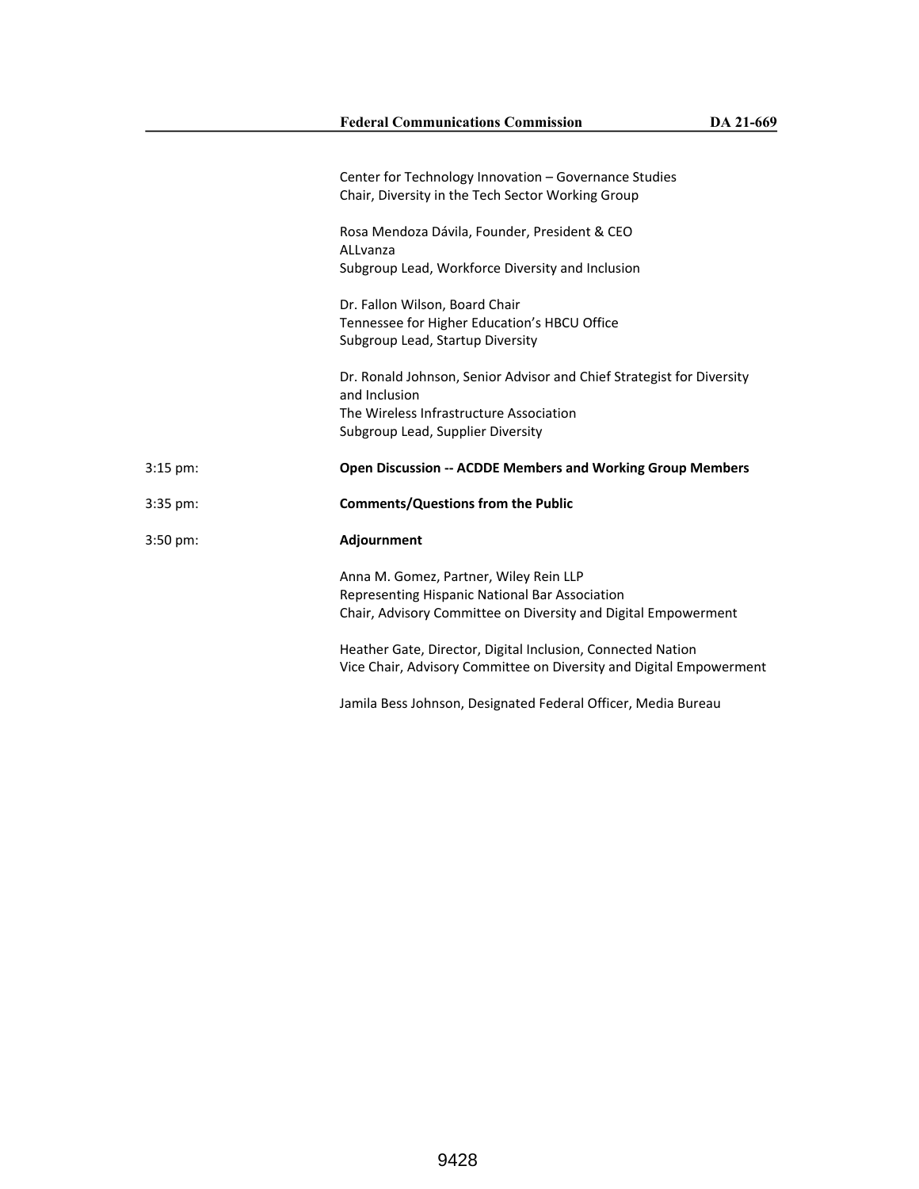Center for Technology Innovation – Governance Studies
Chair, Diversity in the Tech Sector Working Group

Rosa Mendoza Dávila, Founder, President & CEO
ALLvanza
Subgroup Lead, Workforce Diversity and Inclusion

Dr. Fallon Wilson, Board Chair
Tennessee for Higher Education's HBCU Office
Subgroup Lead, Startup Diversity

Dr. Ronald Johnson, Senior Advisor and Chief Strategist for Diversity and Inclusion
The Wireless Infrastructure Association
Subgroup Lead, Supplier Diversity

3:15 pm: **Open Discussion -- ACDDE Members and Working Group Members**

3:35 pm: **Comments/Questions from the Public**

3:50 pm: **Adjournment**

Anna M. Gomez, Partner, Wiley Rein LLP
Representing Hispanic National Bar Association
Chair, Advisory Committee on Diversity and Digital Empowerment

Heather Gate, Director, Digital Inclusion, Connected Nation
Vice Chair, Advisory Committee on Diversity and Digital Empowerment

Jamila Bess Johnson, Designated Federal Officer, Media Bureau